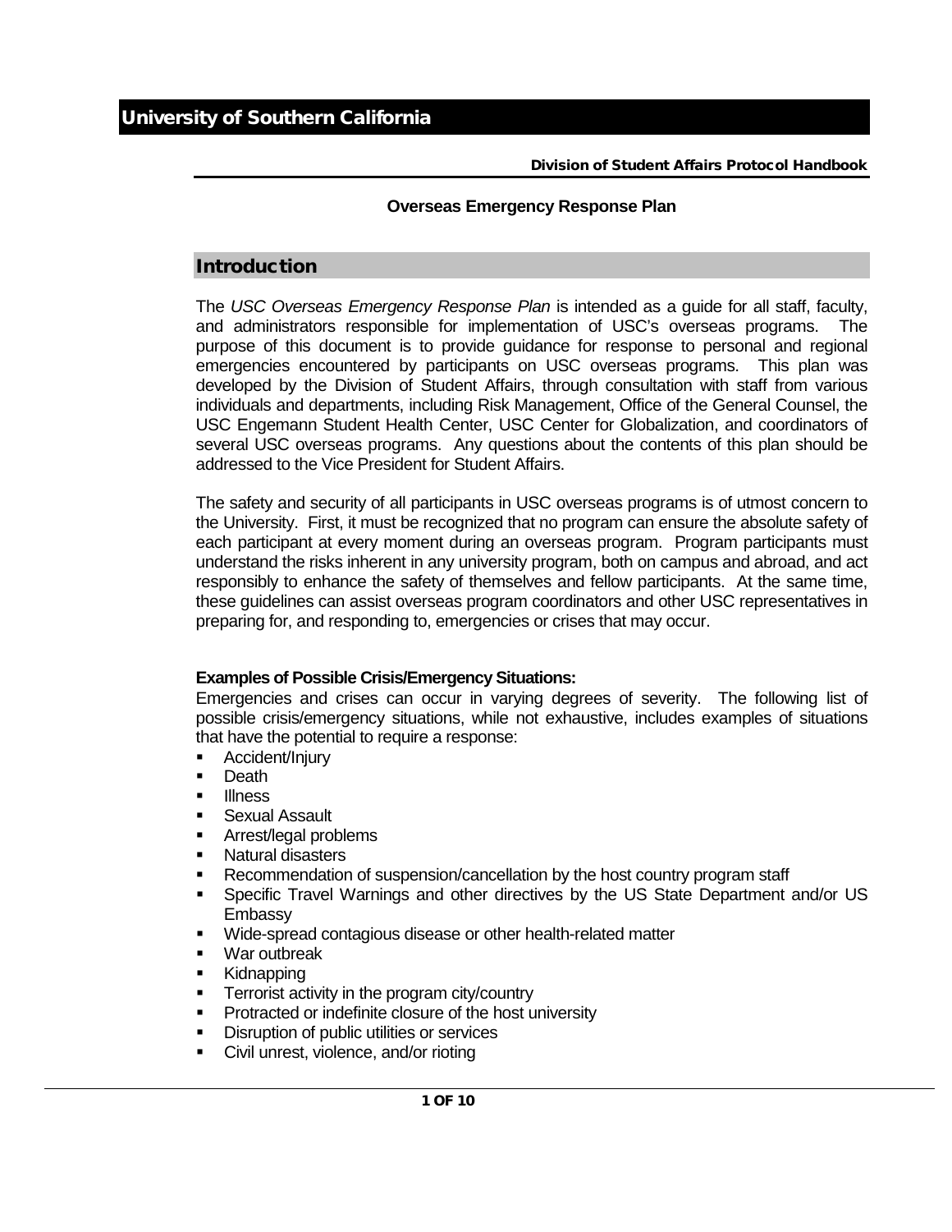# University of Southern California

**Division of Student Affairs Protocol Handbook**

**Overseas Emergency Response Plan**

## Introduction

The *USC Overseas Emergency Response Plan* is intended as a guide for all staff, faculty, and administrators responsible for implementation of USC's overseas programs. The purpose of this document is to provide guidance for response to personal and regional emergencies encountered by participants on USC overseas programs. This plan was developed by the Division of Student Affairs, through consultation with staff from various individuals and departments, including Risk Management, Office of the General Counsel, the USC Engemann Student Health Center, USC Center for Globalization, and coordinators of several USC overseas programs. Any questions about the contents of this plan should be addressed to the Vice President for Student Affairs.

The safety and security of all participants in USC overseas programs is of utmost concern to the University. First, it must be recognized that no program can ensure the absolute safety of each participant at every moment during an overseas program. Program participants must understand the risks inherent in any university program, both on campus and abroad, and act responsibly to enhance the safety of themselves and fellow participants. At the same time, these guidelines can assist overseas program coordinators and other USC representatives in preparing for, and responding to, emergencies or crises that may occur.

**Examples of Possible Crisis/Emergency Situations:**

Emergencies and crises can occur in varying degrees of severity. The following list of possible crisis/emergency situations, while not exhaustive, includes examples of situations that have the potential to require a response:

- Accident/Injury
- Death
- Illness
- Sexual Assault
- Arrest/legal problems
- Natural disasters
- Recommendation of suspension/cancellation by the host country program staff
- Specific Travel Warnings and other directives by the US State Department and/or US Embassy
- Wide-spread contagious disease or other health-related matter
- War outbreak
- Kidnapping
- Terrorist activity in the program city/country
- Protracted or indefinite closure of the host university
- Disruption of public utilities or services
- Civil unrest, violence, and/or rioting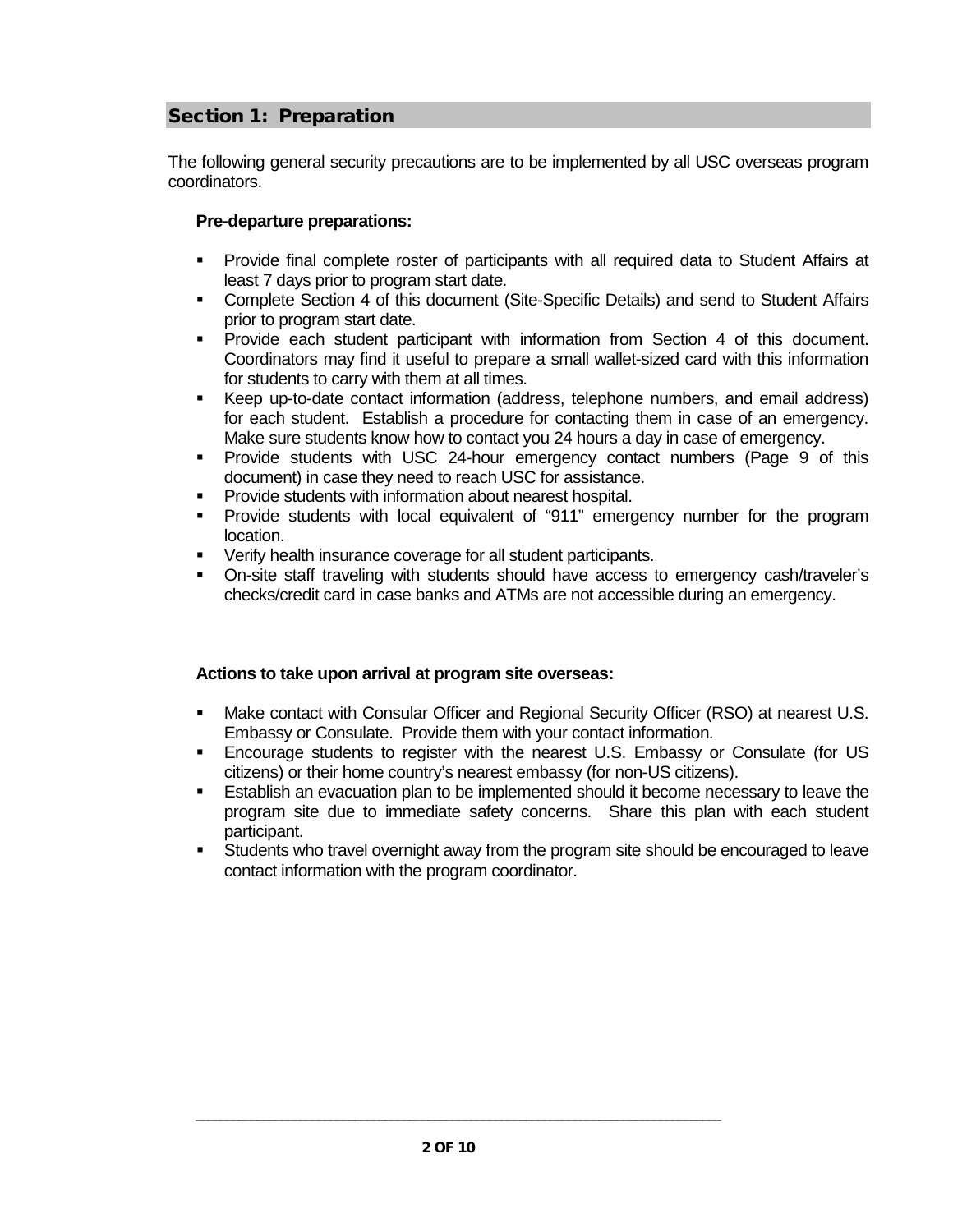## Section 1: Preparation

The following general security precautions are to be implemented by all USC overseas program coordinators.

**Pre-departure preparations:**

- Provide final complete roster of participants with all required data to Student Affairs at least 7 days prior to program start date.
- Complete Section 4 of this document (Site-Specific Details) and send to Student Affairs prior to program start date.
- Provide each student participant with information from Section 4 of this document. Coordinators may find it useful to prepare a small wallet-sized card with this information for students to carry with them at all times.
- Keep up-to-date contact information (address, telephone numbers, and email address) for each student. Establish a procedure for contacting them in case of an emergency. Make sure students know how to contact you 24 hours a day in case of emergency.
- Provide students with USC 24-hour emergency contact numbers (Page 9 of this document) in case they need to reach USC for assistance.
- Provide students with information about nearest hospital.
- Provide students with local equivalent of "911" emergency number for the program location.
- Verify health insurance coverage for all student participants.
- On-site staff traveling with students should have access to emergency cash/traveler's checks/credit card in case banks and ATMs are not accessible during an emergency.

**Actions to take upon arrival at program site overseas:**

- Make contact with Consular Officer and Regional Security Officer (RSO) at nearest U.S. Embassy or Consulate. Provide them with your contact information.
- Encourage students to register with the nearest U.S. Embassy or Consulate (for US citizens) or their home country's nearest embassy (for non-US citizens).
- Establish an evacuation plan to be implemented should it become necessary to leave the program site due to immediate safety concerns. Share this plan with each student participant.
- Students who travel overnight away from the program site should be encouraged to leave contact information with the program coordinator.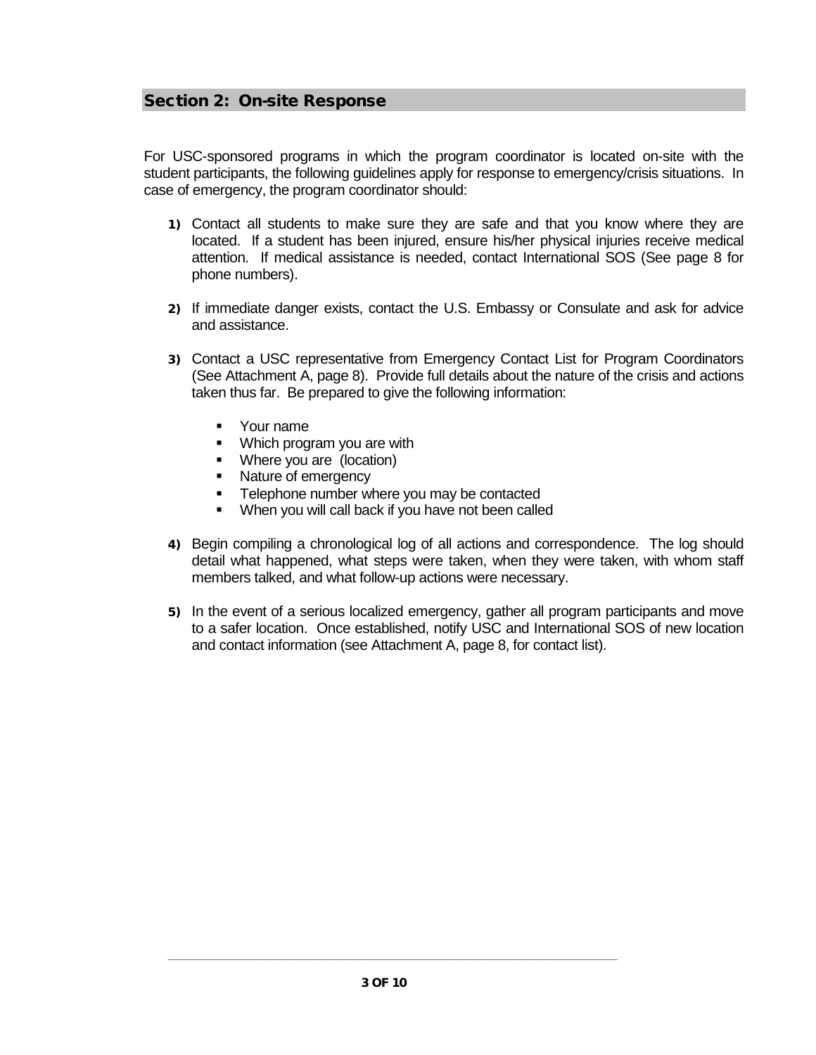## Section 2: On-site Response

For USC-sponsored programs in which the program coordinator is located on-site with the student participants, the following guidelines apply for response to emergency/crisis situations. In case of emergency, the program coordinator should:

1) Contact all students to make sure they are safe and that you know where they are located. If a student has been injured, ensure his/her physical injuries receive medical attention. If medical assistance is needed, contact International SOS (See page 8 for phone numbers).

2) If immediate danger exists, contact the U.S. Embassy or Consulate and ask for advice and assistance.

3) Contact a USC representative from Emergency Contact List for Program Coordinators (See Attachment A, page 8). Provide full details about the nature of the crisis and actions taken thus far. Be prepared to give the following information:

   - Your name
   - Which program you are with
   - Where you are (location)
   - Nature of emergency
   - Telephone number where you may be contacted
   - When you will call back if you have not been called

4) Begin compiling a chronological log of all actions and correspondence. The log should detail what happened, what steps were taken, when they were taken, with whom staff members talked, and what follow-up actions were necessary.

5) In the event of a serious localized emergency, gather all program participants and move to a safer location. Once established, notify USC and International SOS of new location and contact information (see Attachment A, page 8, for contact list).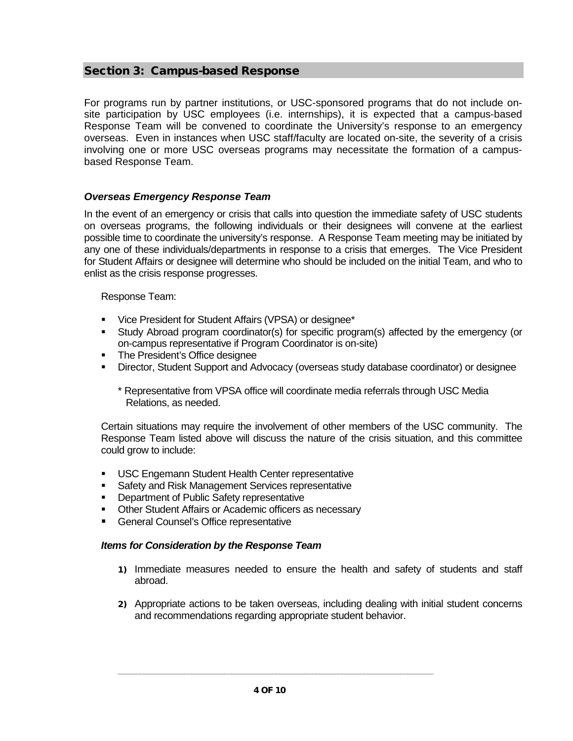## Section 3: Campus-based Response

For programs run by partner institutions, or USC-sponsored programs that do not include on-site participation by USC employees (i.e. internships), it is expected that a campus-based Response Team will be convened to coordinate the University's response to an emergency overseas. Even in instances when USC staff/faculty are located on-site, the severity of a crisis involving one or more USC overseas programs may necessitate the formation of a campus-based Response Team.

### *Overseas Emergency Response Team*

In the event of an emergency or crisis that calls into question the immediate safety of USC students on overseas programs, the following individuals or their designees will convene at the earliest possible time to coordinate the university's response. A Response Team meeting may be initiated by any one of these individuals/departments in response to a crisis that emerges. The Vice President for Student Affairs or designee will determine who should be included on the initial Team, and who to enlist as the crisis response progresses.

Response Team:

- Vice President for Student Affairs (VPSA) or designee*
- Study Abroad program coordinator(s) for specific program(s) affected by the emergency (or on-campus representative if Program Coordinator is on-site)
- The President's Office designee
- Director, Student Support and Advocacy (overseas study database coordinator) or designee

\* Representative from VPSA office will coordinate media referrals through USC Media Relations, as needed.

Certain situations may require the involvement of other members of the USC community. The Response Team listed above will discuss the nature of the crisis situation, and this committee could grow to include:

- USC Engemann Student Health Center representative
- Safety and Risk Management Services representative
- Department of Public Safety representative
- Other Student Affairs or Academic officers as necessary
- General Counsel's Office representative

#### *Items for Consideration by the Response Team*

1) Immediate measures needed to ensure the health and safety of students and staff abroad.

2) Appropriate actions to be taken overseas, including dealing with initial student concerns and recommendations regarding appropriate student behavior.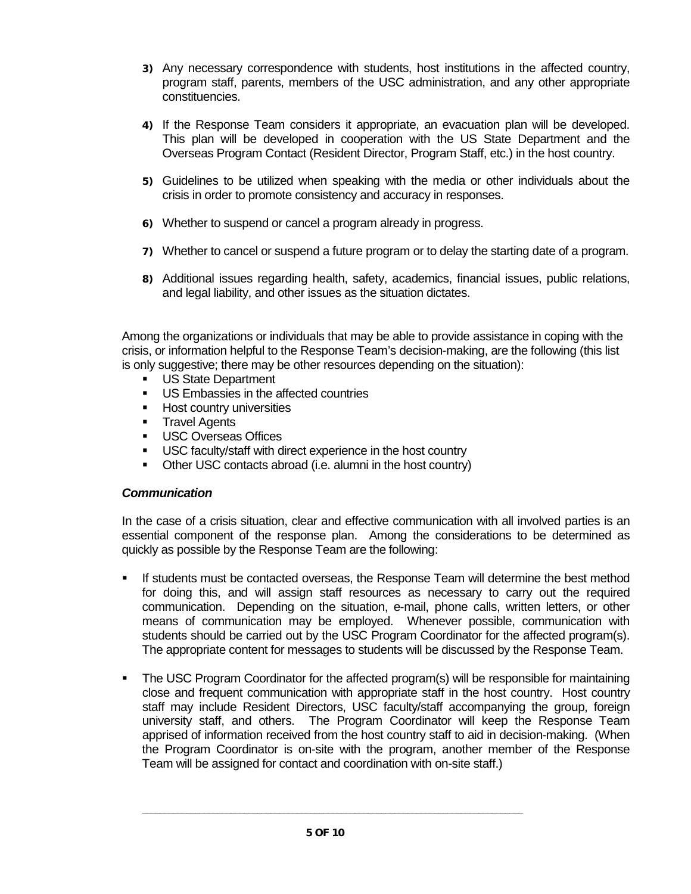3) Any necessary correspondence with students, host institutions in the affected country, program staff, parents, members of the USC administration, and any other appropriate constituencies.

4) If the Response Team considers it appropriate, an evacuation plan will be developed. This plan will be developed in cooperation with the US State Department and the Overseas Program Contact (Resident Director, Program Staff, etc.) in the host country.

5) Guidelines to be utilized when speaking with the media or other individuals about the crisis in order to promote consistency and accuracy in responses.

6) Whether to suspend or cancel a program already in progress.

7) Whether to cancel or suspend a future program or to delay the starting date of a program.

8) Additional issues regarding health, safety, academics, financial issues, public relations, and legal liability, and other issues as the situation dictates.

Among the organizations or individuals that may be able to provide assistance in coping with the crisis, or information helpful to the Response Team's decision-making, are the following (this list is only suggestive; there may be other resources depending on the situation):

- US State Department
- US Embassies in the affected countries
- Host country universities
- Travel Agents
- USC Overseas Offices
- USC faculty/staff with direct experience in the host country
- Other USC contacts abroad (i.e. alumni in the host country)

### *Communication*

In the case of a crisis situation, clear and effective communication with all involved parties is an essential component of the response plan. Among the considerations to be determined as quickly as possible by the Response Team are the following:

- If students must be contacted overseas, the Response Team will determine the best method for doing this, and will assign staff resources as necessary to carry out the required communication. Depending on the situation, e-mail, phone calls, written letters, or other means of communication may be employed. Whenever possible, communication with students should be carried out by the USC Program Coordinator for the affected program(s). The appropriate content for messages to students will be discussed by the Response Team.

- The USC Program Coordinator for the affected program(s) will be responsible for maintaining close and frequent communication with appropriate staff in the host country. Host country staff may include Resident Directors, USC faculty/staff accompanying the group, foreign university staff, and others. The Program Coordinator will keep the Response Team apprised of information received from the host country staff to aid in decision-making. (When the Program Coordinator is on-site with the program, another member of the Response Team will be assigned for contact and coordination with on-site staff.)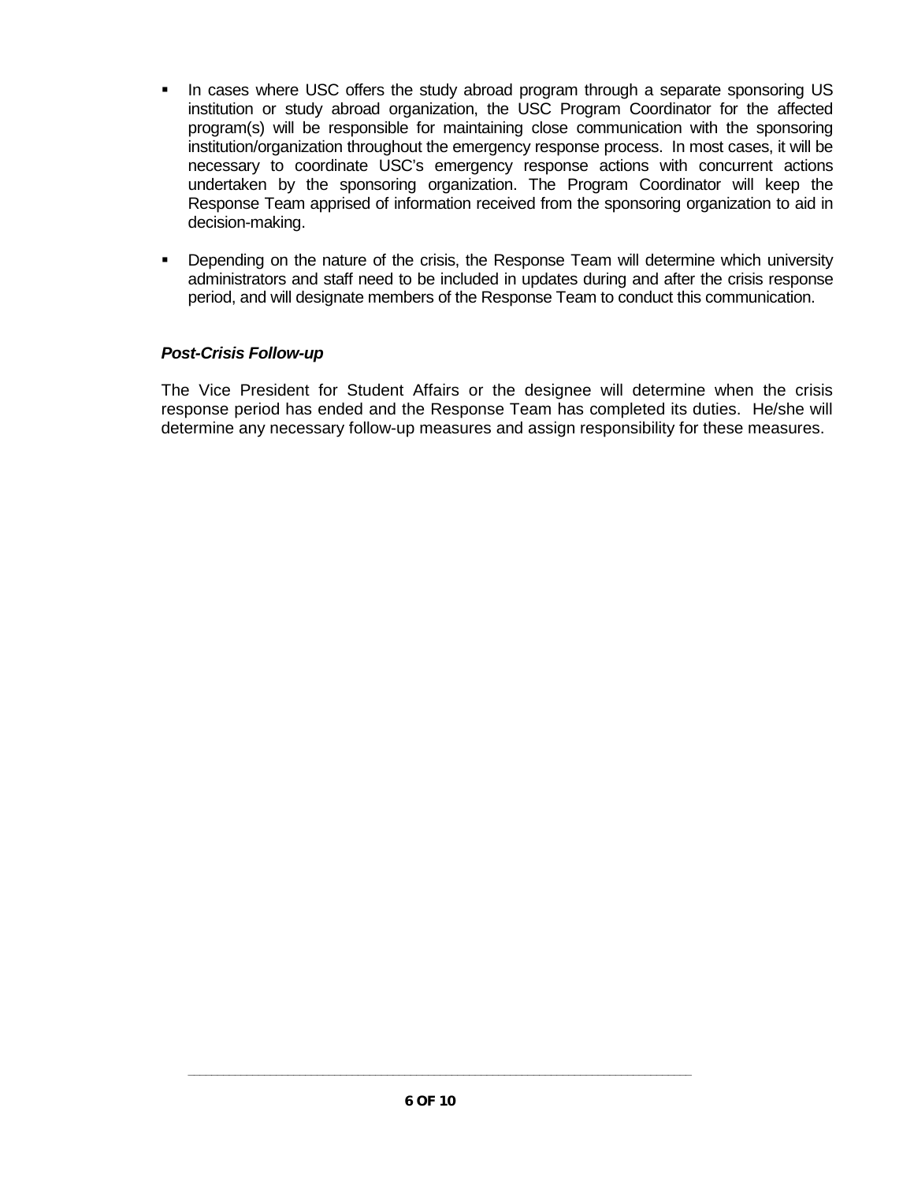- In cases where USC offers the study abroad program through a separate sponsoring US institution or study abroad organization, the USC Program Coordinator for the affected program(s) will be responsible for maintaining close communication with the sponsoring institution/organization throughout the emergency response process. In most cases, it will be necessary to coordinate USC's emergency response actions with concurrent actions undertaken by the sponsoring organization. The Program Coordinator will keep the Response Team apprised of information received from the sponsoring organization to aid in decision-making.

- Depending on the nature of the crisis, the Response Team will determine which university administrators and staff need to be included in updates during and after the crisis response period, and will designate members of the Response Team to conduct this communication.

### ***Post-Crisis Follow-up***

The Vice President for Student Affairs or the designee will determine when the crisis response period has ended and the Response Team has completed its duties. He/she will determine any necessary follow-up measures and assign responsibility for these measures.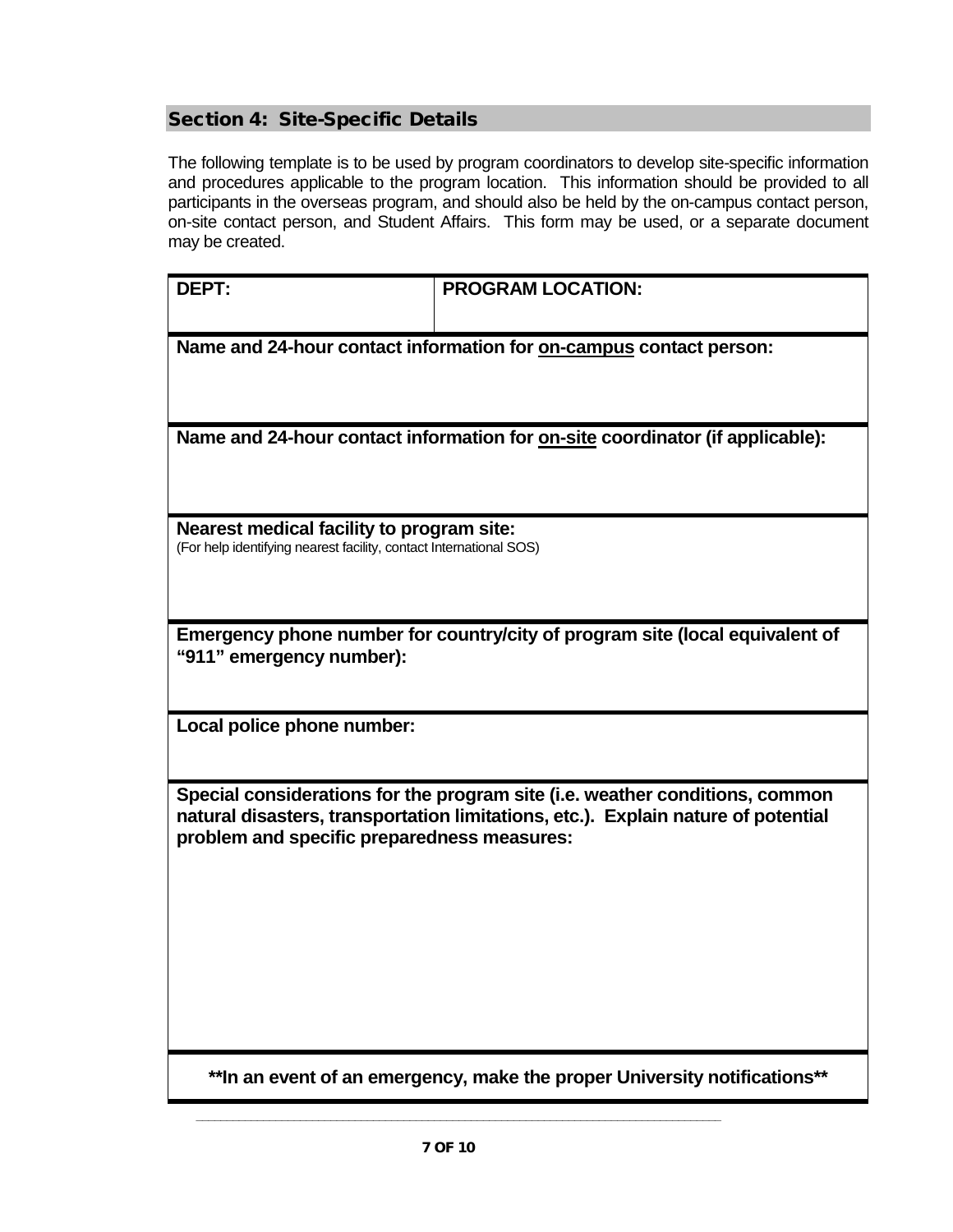## Section 4: Site-Specific Details

The following template is to be used by program coordinators to develop site-specific information and procedures applicable to the program location. This information should be provided to all participants in the overseas program, and should also be held by the on-campus contact person, on-site contact person, and Student Affairs. This form may be used, or a separate document may be created.

| **DEPT:** | **PROGRAM LOCATION:** |
|---|---|
| **Name and 24-hour contact information for <u>on-campus</u> contact person:** | |
| **Name and 24-hour contact information for <u>on-site</u> coordinator (if applicable):** | |
| **Nearest medical facility to program site:**<br>(For help identifying nearest facility, contact International SOS) | |
| **Emergency phone number for country/city of program site (local equivalent of "911" emergency number):** | |
| **Local police phone number:** | |
| **Special considerations for the program site (i.e. weather conditions, common natural disasters, transportation limitations, etc.). Explain nature of potential problem and specific preparedness measures:** | |
| **\*\*In an event of an emergency, make the proper University notifications\*\*** | |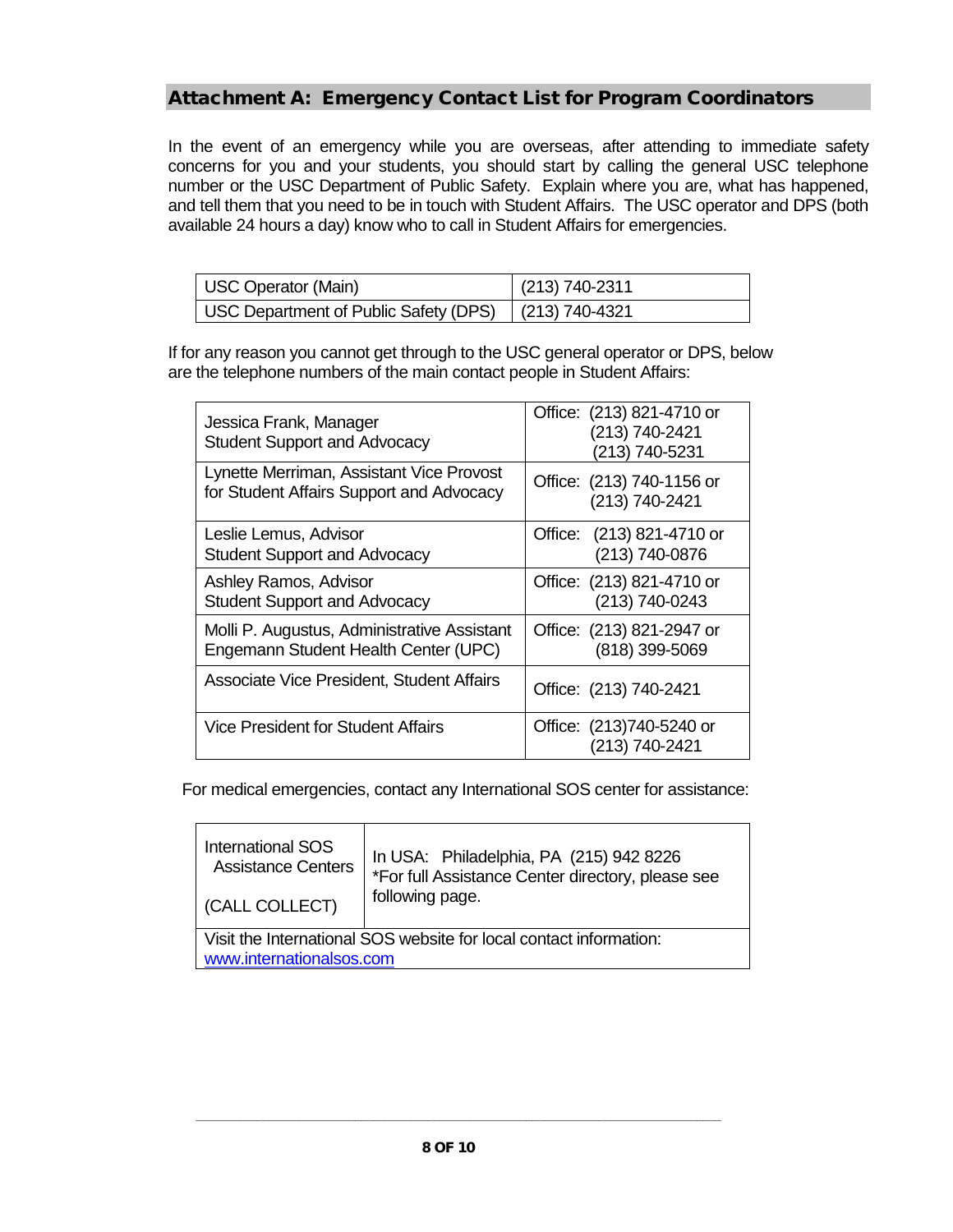## Attachment A: Emergency Contact List for Program Coordinators

In the event of an emergency while you are overseas, after attending to immediate safety concerns for you and your students, you should start by calling the general USC telephone number or the USC Department of Public Safety. Explain where you are, what has happened, and tell them that you need to be in touch with Student Affairs. The USC operator and DPS (both available 24 hours a day) know who to call in Student Affairs for emergencies.

| USC Operator (Main) | (213) 740-2311 |
|---|---|
| USC Department of Public Safety (DPS) | (213) 740-4321 |

If for any reason you cannot get through to the USC general operator or DPS, below are the telephone numbers of the main contact people in Student Affairs:

| Contact | Phone |
|---|---|
| Jessica Frank, Manager<br>Student Support and Advocacy | Office: (213) 821-4710 or<br>(213) 740-2421<br>(213) 740-5231 |
| Lynette Merriman, Assistant Vice Provost for Student Affairs Support and Advocacy | Office: (213) 740-1156 or<br>(213) 740-2421 |
| Leslie Lemus, Advisor<br>Student Support and Advocacy | Office: (213) 821-4710 or<br>(213) 740-0876 |
| Ashley Ramos, Advisor<br>Student Support and Advocacy | Office: (213) 821-4710 or<br>(213) 740-0243 |
| Molli P. Augustus, Administrative Assistant<br>Engemann Student Health Center (UPC) | Office: (213) 821-2947 or<br>(818) 399-5069 |
| Associate Vice President, Student Affairs | Office: (213) 740-2421 |
| Vice President for Student Affairs | Office: (213)740-5240 or<br>(213) 740-2421 |

For medical emergencies, contact any International SOS center for assistance:

| International SOS Assistance Centers<br><br>(CALL COLLECT) | In USA: Philadelphia, PA (215) 942 8226<br>*For full Assistance Center directory, please see following page. |
|---|---|
| Visit the International SOS website for local contact information: [www.internationalsos.com](http://www.internationalsos.com) | |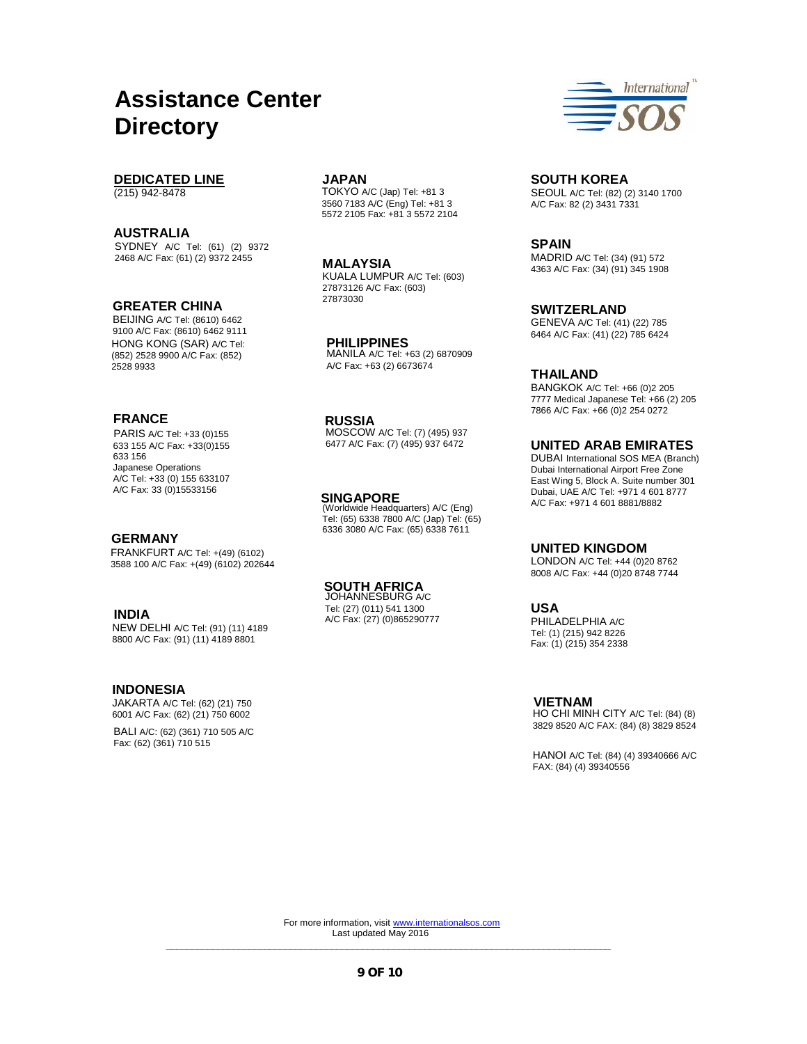# Assistance Center Directory

International SOS

## DEDICATED LINE

(215) 942-8478

## AUSTRALIA

SYDNEY A/C Tel: (61) (2) 9372 2468 A/C Fax: (61) (2) 9372 2455

## GREATER CHINA

BEIJING A/C Tel: (8610) 6462 9100 A/C Fax: (8610) 6462 9111

HONG KONG (SAR) A/C Tel: (852) 2528 9900 A/C Fax: (852) 2528 9933

## FRANCE

PARIS A/C Tel: +33 (0)155 633 155 A/C Fax: +33(0)155 633 156

Japanese Operations
A/C Tel: +33 (0) 155 633107
A/C Fax: 33 (0)15533156

## GERMANY

FRANKFURT A/C Tel: +(49) (6102) 3588 100 A/C Fax: +(49) (6102) 202644

## INDIA

NEW DELHI A/C Tel: (91) (11) 4189 8800 A/C Fax: (91) (11) 4189 8801

## INDONESIA

JAKARTA A/C Tel: (62) (21) 750 6001 A/C Fax: (62) (21) 750 6002

BALI A/C: (62) (361) 710 505 A/C Fax: (62) (361) 710 515

## JAPAN

TOKYO A/C (Jap) Tel: +81 3 3560 7183 A/C (Eng) Tel: +81 3 5572 2105 Fax: +81 3 5572 2104

## MALAYSIA

KUALA LUMPUR A/C Tel: (603) 27873126 A/C Fax: (603) 27873030

## PHILIPPINES

MANILA A/C Tel: +63 (2) 6870909 A/C Fax: +63 (2) 6673674

## RUSSIA

MOSCOW A/C Tel: (7) (495) 937 6477 A/C Fax: (7) (495) 937 6472

## SINGAPORE

(Worldwide Headquarters) A/C (Eng) Tel: (65) 6338 7800 A/C (Jap) Tel: (65) 6336 3080 A/C Fax: (65) 6338 7611

## SOUTH AFRICA

JOHANNESBURG A/C Tel: (27) (011) 541 1300 A/C Fax: (27) (0)865290777

## SOUTH KOREA

SEOUL A/C Tel: (82) (2) 3140 1700 A/C Fax: 82 (2) 3431 7331

## SPAIN

MADRID A/C Tel: (34) (91) 572 4363 A/C Fax: (34) (91) 345 1908

## SWITZERLAND

GENEVA A/C Tel: (41) (22) 785 6464 A/C Fax: (41) (22) 785 6424

## THAILAND

BANGKOK A/C Tel: +66 (0)2 205 7777 Medical Japanese Tel: +66 (2) 205 7866 A/C Fax: +66 (0)2 254 0272

## UNITED ARAB EMIRATES

DUBAI International SOS MEA (Branch) Dubai International Airport Free Zone East Wing 5, Block A. Suite number 301 Dubai, UAE A/C Tel: +971 4 601 8777 A/C Fax: +971 4 601 8881/8882

## UNITED KINGDOM

LONDON A/C Tel: +44 (0)20 8762 8008 A/C Fax: +44 (0)20 8748 7744

## USA

PHILADELPHIA A/C
Tel: (1) (215) 942 8226
Fax: (1) (215) 354 2338

## VIETNAM

HO CHI MINH CITY A/C Tel: (84) (8) 3829 8520 A/C FAX: (84) (8) 3829 8524

HANOI A/C Tel: (84) (4) 39340666 A/C FAX: (84) (4) 39340556

For more information, visit [www.internationalsos.com](http://www.internationalsos.com)
Last updated May 2016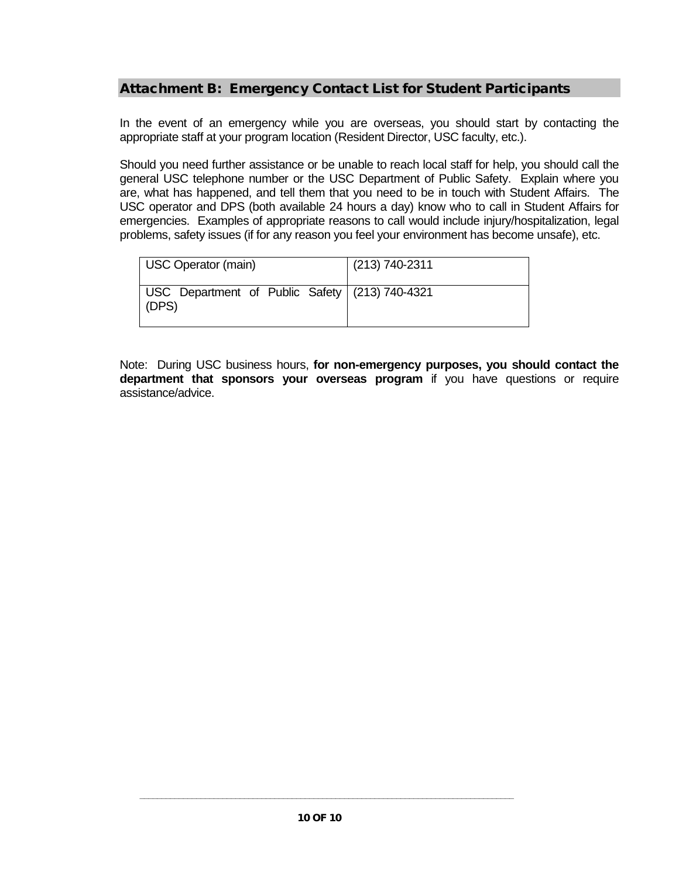## Attachment B: Emergency Contact List for Student Participants

In the event of an emergency while you are overseas, you should start by contacting the appropriate staff at your program location (Resident Director, USC faculty, etc.).

Should you need further assistance or be unable to reach local staff for help, you should call the general USC telephone number or the USC Department of Public Safety. Explain where you are, what has happened, and tell them that you need to be in touch with Student Affairs. The USC operator and DPS (both available 24 hours a day) know who to call in Student Affairs for emergencies. Examples of appropriate reasons to call would include injury/hospitalization, legal problems, safety issues (if for any reason you feel your environment has become unsafe), etc.

| | |
|---|---|
| USC Operator (main) | (213) 740-2311 |
| USC Department of Public Safety (DPS) | (213) 740-4321 |

Note: During USC business hours, **for non-emergency purposes, you should contact the department that sponsors your overseas program** if you have questions or require assistance/advice.